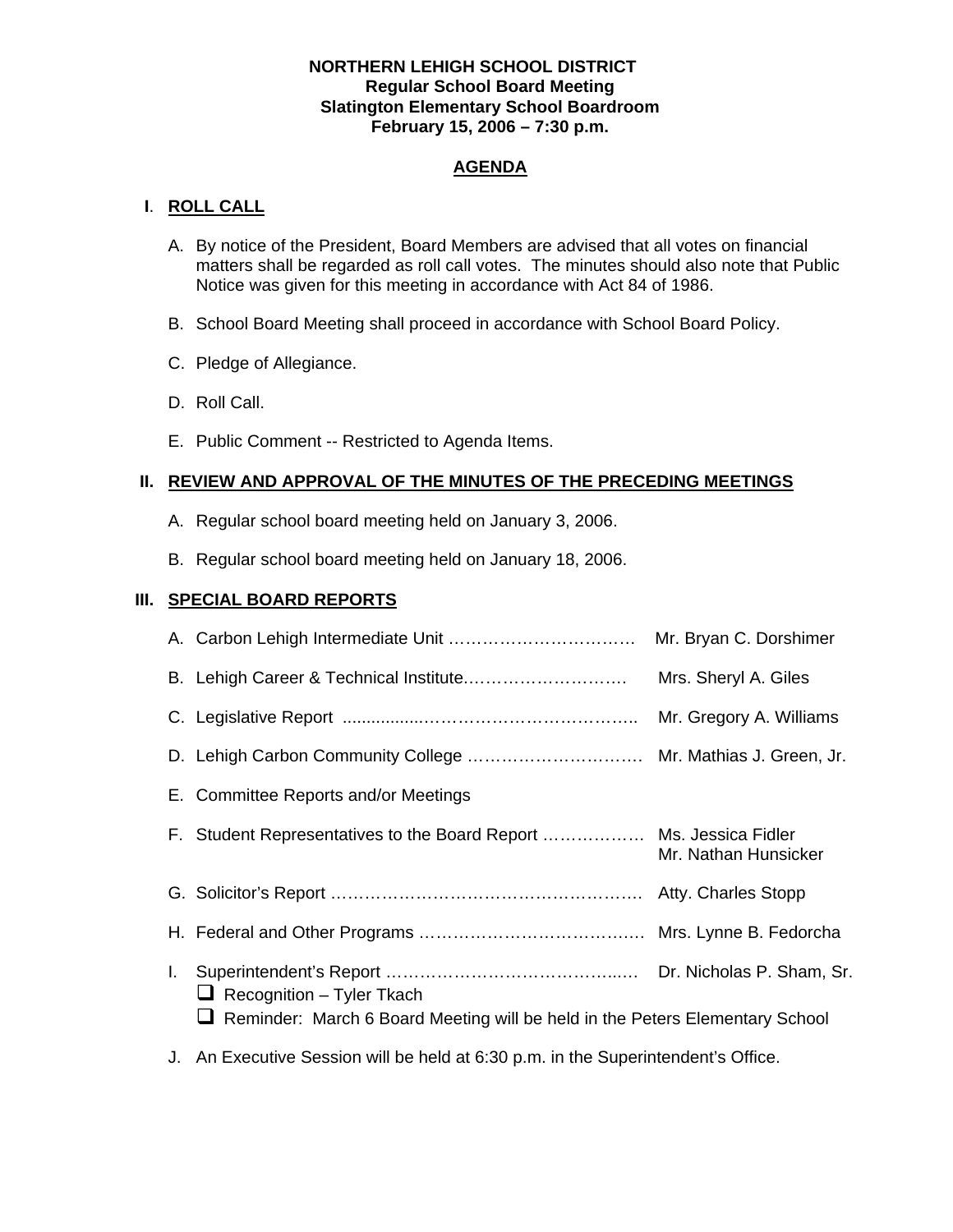**NORTHERN LEHIGH SCHOOL DISTRICT**
**Regular School Board Meeting**
**Slatington Elementary School Boardroom**
**February 15, 2006 – 7:30 p.m.**

## AGENDA

### I. ROLL CALL

A. By notice of the President, Board Members are advised that all votes on financial matters shall be regarded as roll call votes. The minutes should also note that Public Notice was given for this meeting in accordance with Act 84 of 1986.

B. School Board Meeting shall proceed in accordance with School Board Policy.

C. Pledge of Allegiance.

D. Roll Call.

E. Public Comment -- Restricted to Agenda Items.

### II. REVIEW AND APPROVAL OF THE MINUTES OF THE PRECEDING MEETINGS

A. Regular school board meeting held on January 3, 2006.

B. Regular school board meeting held on January 18, 2006.

### III. SPECIAL BOARD REPORTS

A. Carbon Lehigh Intermediate Unit …………………………… Mr. Bryan C. Dorshimer

B. Lehigh Career & Technical Institute………………………… Mrs. Sheryl A. Giles

C. Legislative Report ................………………………………. Mr. Gregory A. Williams

D. Lehigh Carbon Community College ………………………… Mr. Mathias J. Green, Jr.

E. Committee Reports and/or Meetings

F. Student Representatives to the Board Report ……………… Ms. Jessica Fidler, Mr. Nathan Hunsicker

G. Solicitor's Report ………………………………………………. Atty. Charles Stopp

H. Federal and Other Programs ………………………………… Mrs. Lynne B. Fedorcha

I. Superintendent's Report ……………………………………… Dr. Nicholas P. Sham, Sr.
- ❑ Recognition – Tyler Tkach
- ❑ Reminder: March 6 Board Meeting will be held in the Peters Elementary School

J. An Executive Session will be held at 6:30 p.m. in the Superintendent's Office.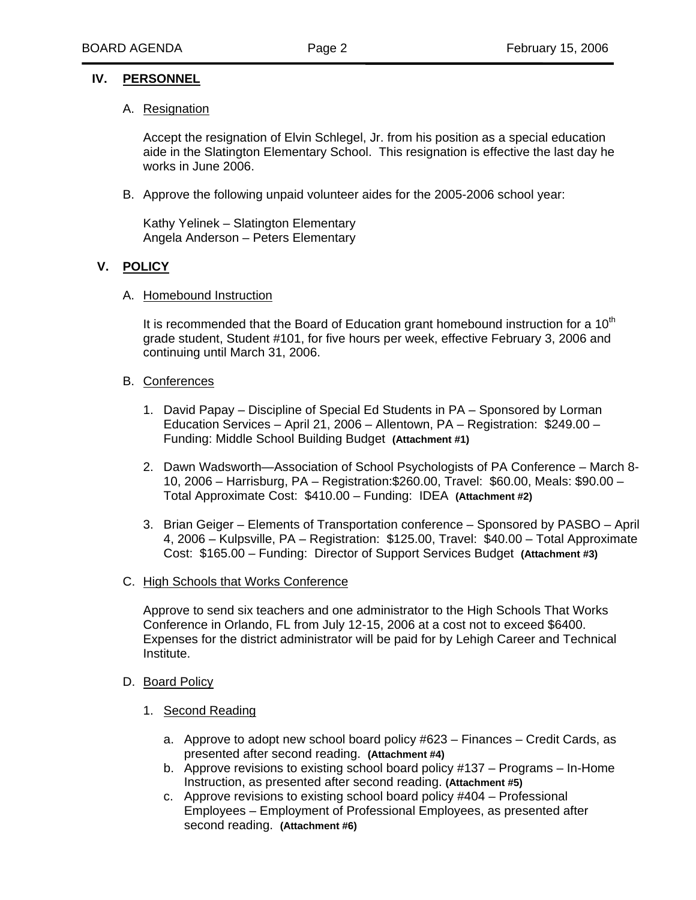## IV. PERSONNEL

A. Resignation

Accept the resignation of Elvin Schlegel, Jr. from his position as a special education aide in the Slatington Elementary School. This resignation is effective the last day he works in June 2006.

B. Approve the following unpaid volunteer aides for the 2005-2006 school year:

Kathy Yelinek – Slatington Elementary
Angela Anderson – Peters Elementary

## V. POLICY

A. Homebound Instruction

It is recommended that the Board of Education grant homebound instruction for a 10th grade student, Student #101, for five hours per week, effective February 3, 2006 and continuing until March 31, 2006.

B. Conferences

1. David Papay – Discipline of Special Ed Students in PA – Sponsored by Lorman Education Services – April 21, 2006 – Allentown, PA – Registration: $249.00 – Funding: Middle School Building Budget **(Attachment #1)**

2. Dawn Wadsworth—Association of School Psychologists of PA Conference – March 8-10, 2006 – Harrisburg, PA – Registration:$260.00, Travel: $60.00, Meals: $90.00 – Total Approximate Cost: $410.00 – Funding: IDEA **(Attachment #2)**

3. Brian Geiger – Elements of Transportation conference – Sponsored by PASBO – April 4, 2006 – Kulpsville, PA – Registration: $125.00, Travel: $40.00 – Total Approximate Cost: $165.00 – Funding: Director of Support Services Budget **(Attachment #3)**

C. High Schools that Works Conference

Approve to send six teachers and one administrator to the High Schools That Works Conference in Orlando, FL from July 12-15, 2006 at a cost not to exceed $6400. Expenses for the district administrator will be paid for by Lehigh Career and Technical Institute.

D. Board Policy

1. Second Reading

   a. Approve to adopt new school board policy #623 – Finances – Credit Cards, as presented after second reading. **(Attachment #4)**
   b. Approve revisions to existing school board policy #137 – Programs – In-Home Instruction, as presented after second reading. **(Attachment #5)**
   c. Approve revisions to existing school board policy #404 – Professional Employees – Employment of Professional Employees, as presented after second reading. **(Attachment #6)**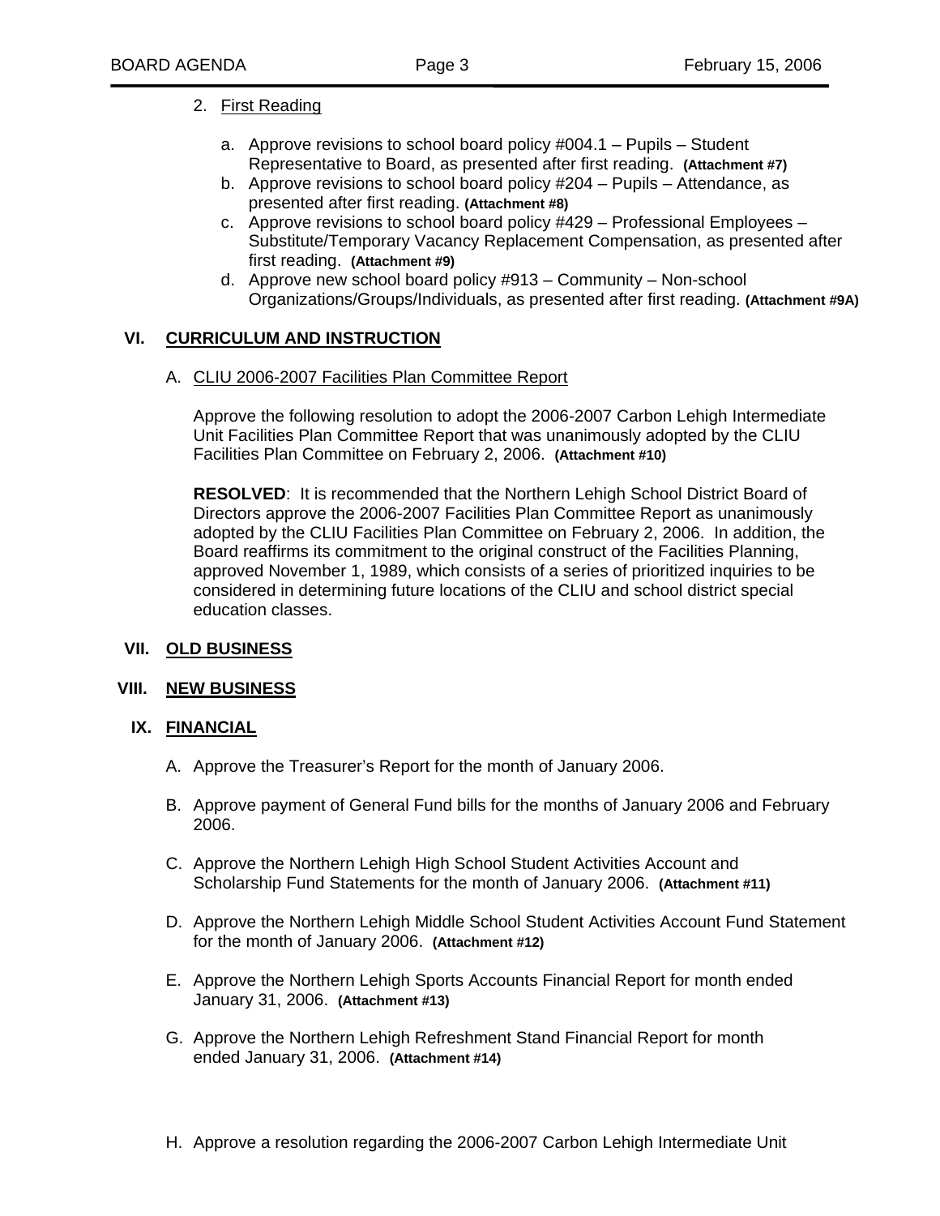2. First Reading

   a. Approve revisions to school board policy #004.1 – Pupils – Student Representative to Board, as presented after first reading. **(Attachment #7)**
   b. Approve revisions to school board policy #204 – Pupils – Attendance, as presented after first reading. **(Attachment #8)**
   c. Approve revisions to school board policy #429 – Professional Employees – Substitute/Temporary Vacancy Replacement Compensation, as presented after first reading. **(Attachment #9)**
   d. Approve new school board policy #913 – Community – Non-school Organizations/Groups/Individuals, as presented after first reading. **(Attachment #9A)**

## VI. CURRICULUM AND INSTRUCTION

A. CLIU 2006-2007 Facilities Plan Committee Report

Approve the following resolution to adopt the 2006-2007 Carbon Lehigh Intermediate Unit Facilities Plan Committee Report that was unanimously adopted by the CLIU Facilities Plan Committee on February 2, 2006. **(Attachment #10)**

**RESOLVED**: It is recommended that the Northern Lehigh School District Board of Directors approve the 2006-2007 Facilities Plan Committee Report as unanimously adopted by the CLIU Facilities Plan Committee on February 2, 2006. In addition, the Board reaffirms its commitment to the original construct of the Facilities Planning, approved November 1, 1989, which consists of a series of prioritized inquiries to be considered in determining future locations of the CLIU and school district special education classes.

## VII. OLD BUSINESS

## VIII. NEW BUSINESS

## IX. FINANCIAL

A. Approve the Treasurer's Report for the month of January 2006.

B. Approve payment of General Fund bills for the months of January 2006 and February 2006.

C. Approve the Northern Lehigh High School Student Activities Account and Scholarship Fund Statements for the month of January 2006. **(Attachment #11)**

D. Approve the Northern Lehigh Middle School Student Activities Account Fund Statement for the month of January 2006. **(Attachment #12)**

E. Approve the Northern Lehigh Sports Accounts Financial Report for month ended January 31, 2006. **(Attachment #13)**

G. Approve the Northern Lehigh Refreshment Stand Financial Report for month ended January 31, 2006. **(Attachment #14)**

H. Approve a resolution regarding the 2006-2007 Carbon Lehigh Intermediate Unit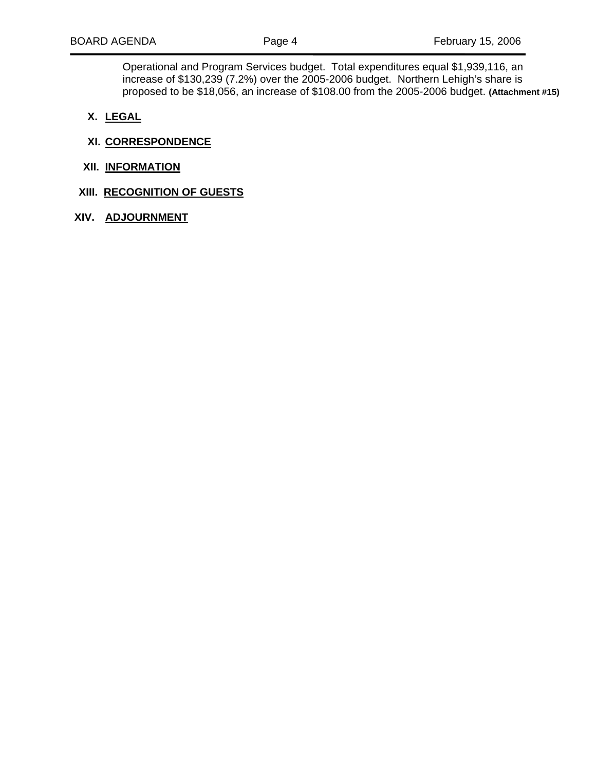Operational and Program Services budget. Total expenditures equal $1,939,116, an increase of $130,239 (7.2%) over the 2005-2006 budget. Northern Lehigh's share is proposed to be $18,056, an increase of $108.00 from the 2005-2006 budget. **(Attachment #15)**

## X. LEGAL

## XI. CORRESPONDENCE

## XII. INFORMATION

## XIII. RECOGNITION OF GUESTS

## XIV. ADJOURNMENT